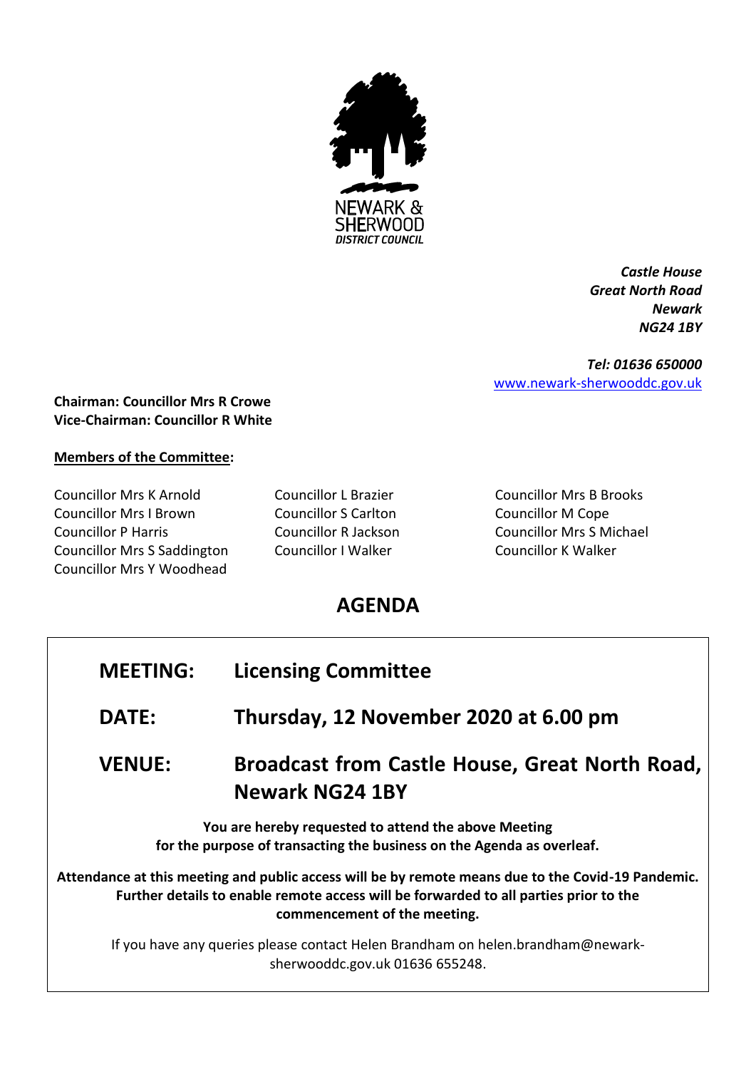NEWARK & SHERWOOD DISTRICT COUNCIL

*Castle House*
*Great North Road*
*Newark*
*NG24 1BY*

*Tel: 01636 650000*
www.newark-sherwooddc.gov.uk

**Chairman: Councillor Mrs R Crowe**
**Vice-Chairman: Councillor R White**

**Members of the Committee:**

Councillor Mrs K Arnold
Councillor Mrs I Brown
Councillor P Harris
Councillor Mrs S Saddington
Councillor Mrs Y Woodhead
Councillor L Brazier
Councillor S Carlton
Councillor R Jackson
Councillor I Walker
Councillor Mrs B Brooks
Councillor M Cope
Councillor Mrs S Michael
Councillor K Walker

# AGENDA

| | |
|---|---|
| **MEETING:** | **Licensing Committee** |
| **DATE:** | **Thursday, 12 November 2020 at 6.00 pm** |
| **VENUE:** | **Broadcast from Castle House, Great North Road, Newark NG24 1BY** |

**You are hereby requested to attend the above Meeting for the purpose of transacting the business on the Agenda as overleaf.**

**Attendance at this meeting and public access will be by remote means due to the Covid-19 Pandemic. Further details to enable remote access will be forwarded to all parties prior to the commencement of the meeting.**

If you have any queries please contact Helen Brandham on helen.brandham@newark-sherwooddc.gov.uk 01636 655248.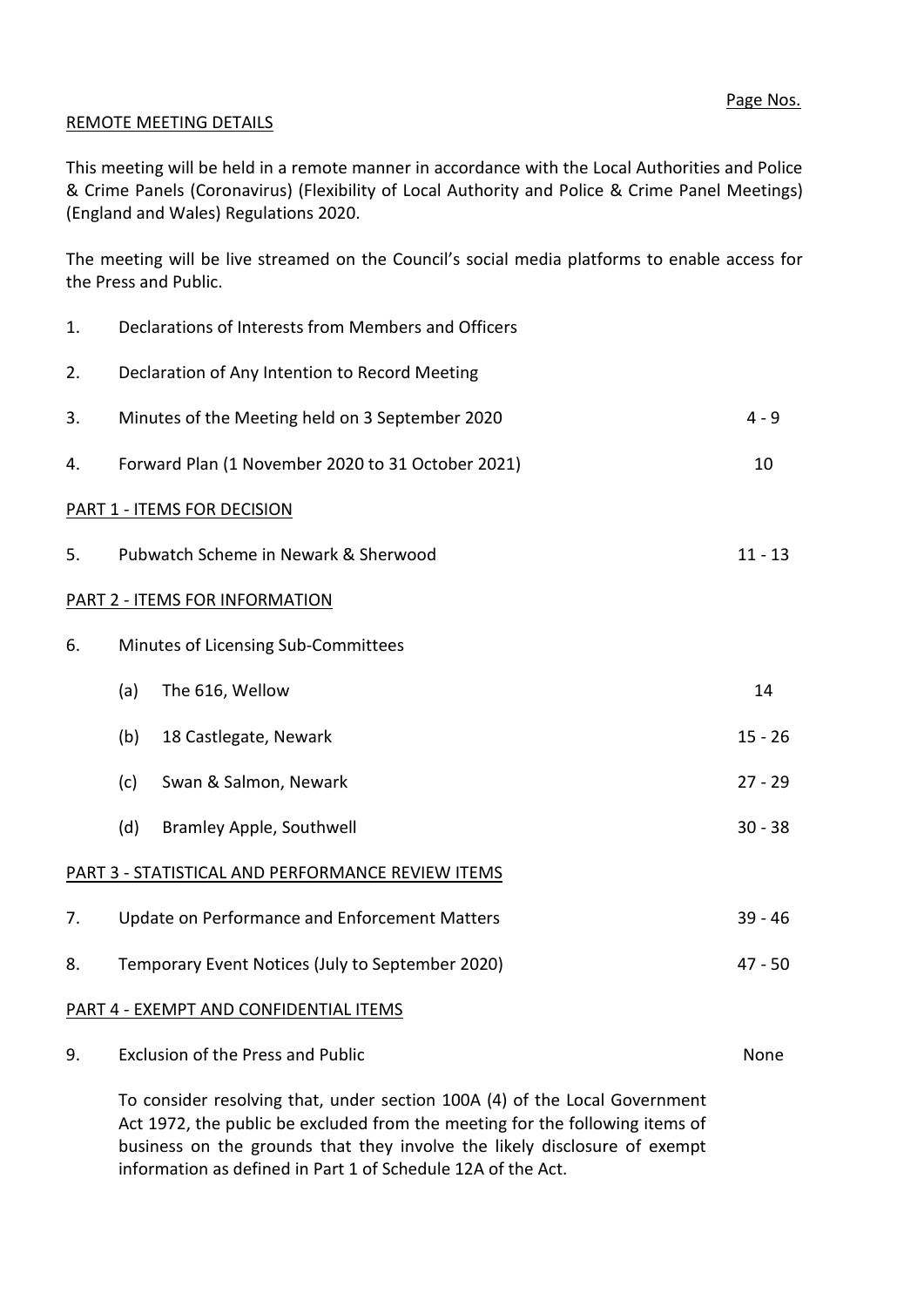Page Nos.

REMOTE MEETING DETAILS

This meeting will be held in a remote manner in accordance with the Local Authorities and Police & Crime Panels (Coronavirus) (Flexibility of Local Authority and Police & Crime Panel Meetings) (England and Wales) Regulations 2020.

The meeting will be live streamed on the Council's social media platforms to enable access for the Press and Public.

| | | |
|---|---|---|
| 1. | Declarations of Interests from Members and Officers | |
| 2. | Declaration of Any Intention to Record Meeting | |
| 3. | Minutes of the Meeting held on 3 September 2020 | 4 - 9 |
| 4. | Forward Plan (1 November 2020 to 31 October 2021) | 10 |

PART 1 - ITEMS FOR DECISION

| | | |
|---|---|---|
| 5. | Pubwatch Scheme in Newark & Sherwood | 11 - 13 |

PART 2 - ITEMS FOR INFORMATION

| | | |
|---|---|---|
| 6. | Minutes of Licensing Sub-Committees | |
| | (a) The 616, Wellow | 14 |
| | (b) 18 Castlegate, Newark | 15 - 26 |
| | (c) Swan & Salmon, Newark | 27 - 29 |
| | (d) Bramley Apple, Southwell | 30 - 38 |

PART 3 - STATISTICAL AND PERFORMANCE REVIEW ITEMS

| | | |
|---|---|---|
| 7. | Update on Performance and Enforcement Matters | 39 - 46 |
| 8. | Temporary Event Notices (July to September 2020) | 47 - 50 |

PART 4 - EXEMPT AND CONFIDENTIAL ITEMS

| | | |
|---|---|---|
| 9. | Exclusion of the Press and Public | None |

To consider resolving that, under section 100A (4) of the Local Government Act 1972, the public be excluded from the meeting for the following items of business on the grounds that they involve the likely disclosure of exempt information as defined in Part 1 of Schedule 12A of the Act.